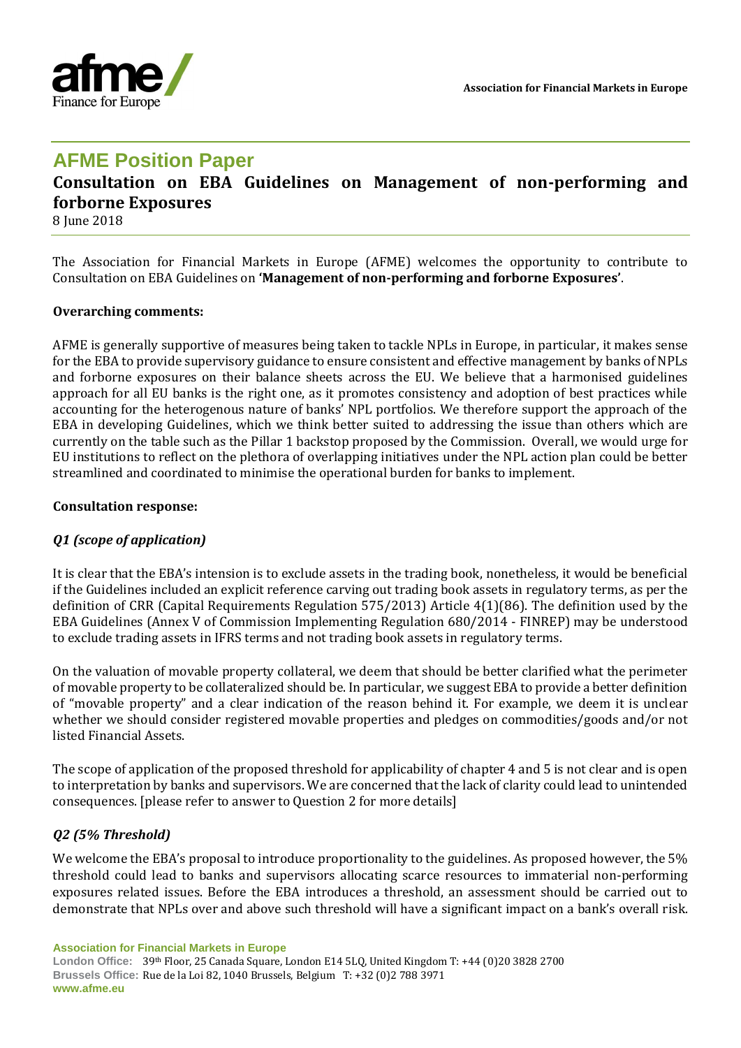Association for Financial Markets in Europe

# AFME Position Paper

## Consultation on EBA Guidelines on Management of non-performing and forborne Exposures

8 June 2018

The Association for Financial Markets in Europe (AFME) welcomes the opportunity to contribute to Consultation on EBA Guidelines on **'Management of non-performing and forborne Exposures'**.

**Overarching comments:**

AFME is generally supportive of measures being taken to tackle NPLs in Europe, in particular, it makes sense for the EBA to provide supervisory guidance to ensure consistent and effective management by banks of NPLs and forborne exposures on their balance sheets across the EU. We believe that a harmonised guidelines approach for all EU banks is the right one, as it promotes consistency and adoption of best practices while accounting for the heterogenous nature of banks' NPL portfolios. We therefore support the approach of the EBA in developing Guidelines, which we think better suited to addressing the issue than others which are currently on the table such as the Pillar 1 backstop proposed by the Commission. Overall, we would urge for EU institutions to reflect on the plethora of overlapping initiatives under the NPL action plan could be better streamlined and coordinated to minimise the operational burden for banks to implement.

**Consultation response:**

### *Q1 (scope of application)*

It is clear that the EBA's intension is to exclude assets in the trading book, nonetheless, it would be beneficial if the Guidelines included an explicit reference carving out trading book assets in regulatory terms, as per the definition of CRR (Capital Requirements Regulation 575/2013) Article 4(1)(86). The definition used by the EBA Guidelines (Annex V of Commission Implementing Regulation 680/2014 - FINREP) may be understood to exclude trading assets in IFRS terms and not trading book assets in regulatory terms.

On the valuation of movable property collateral, we deem that should be better clarified what the perimeter of movable property to be collateralized should be. In particular, we suggest EBA to provide a better definition of "movable property" and a clear indication of the reason behind it. For example, we deem it is unclear whether we should consider registered movable properties and pledges on commodities/goods and/or not listed Financial Assets.

The scope of application of the proposed threshold for applicability of chapter 4 and 5 is not clear and is open to interpretation by banks and supervisors. We are concerned that the lack of clarity could lead to unintended consequences. [please refer to answer to Question 2 for more details]

### *Q2 (5% Threshold)*

We welcome the EBA's proposal to introduce proportionality to the guidelines. As proposed however, the 5% threshold could lead to banks and supervisors allocating scarce resources to immaterial non-performing exposures related issues. Before the EBA introduces a threshold, an assessment should be carried out to demonstrate that NPLs over and above such threshold will have a significant impact on a bank's overall risk.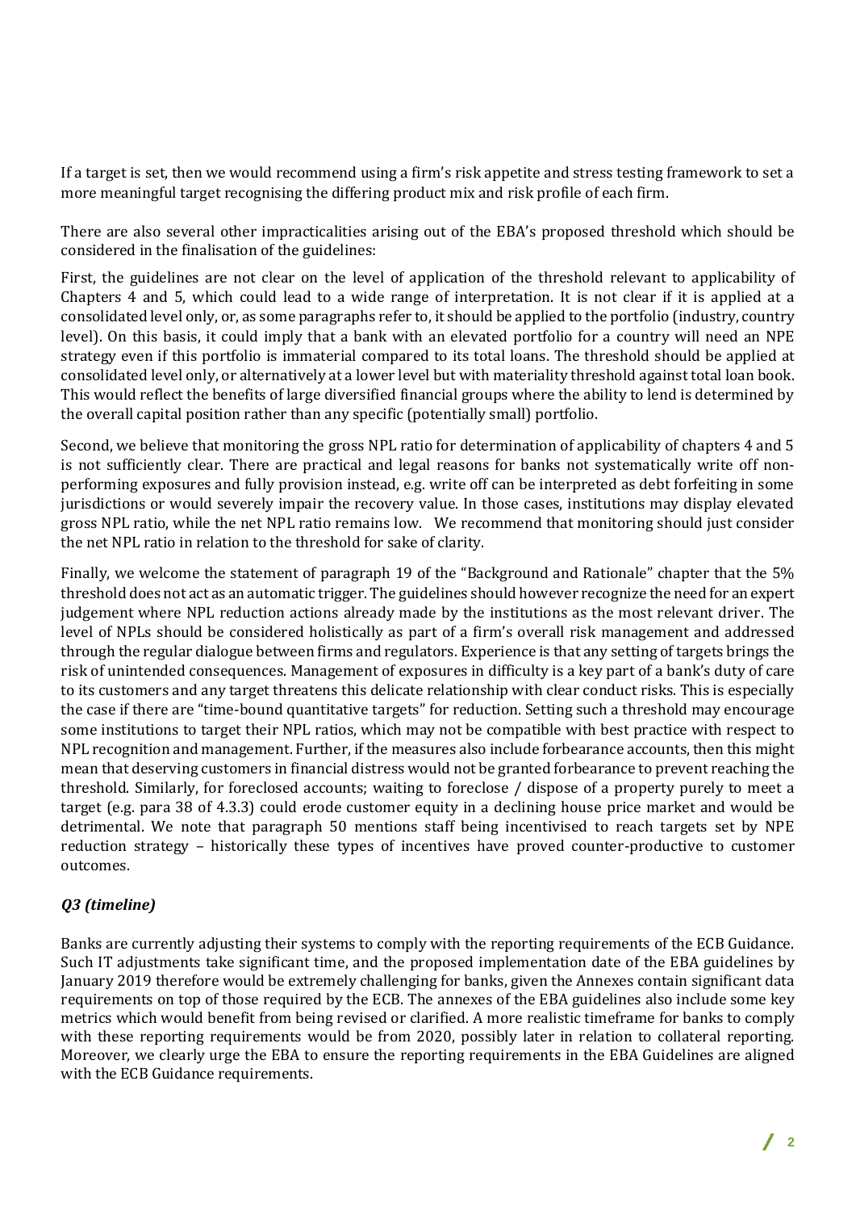If a target is set, then we would recommend using a firm's risk appetite and stress testing framework to set a more meaningful target recognising the differing product mix and risk profile of each firm.

There are also several other impracticalities arising out of the EBA's proposed threshold which should be considered in the finalisation of the guidelines:

First, the guidelines are not clear on the level of application of the threshold relevant to applicability of Chapters 4 and 5, which could lead to a wide range of interpretation. It is not clear if it is applied at a consolidated level only, or, as some paragraphs refer to, it should be applied to the portfolio (industry, country level). On this basis, it could imply that a bank with an elevated portfolio for a country will need an NPE strategy even if this portfolio is immaterial compared to its total loans. The threshold should be applied at consolidated level only, or alternatively at a lower level but with materiality threshold against total loan book. This would reflect the benefits of large diversified financial groups where the ability to lend is determined by the overall capital position rather than any specific (potentially small) portfolio.

Second, we believe that monitoring the gross NPL ratio for determination of applicability of chapters 4 and 5 is not sufficiently clear. There are practical and legal reasons for banks not systematically write off non-performing exposures and fully provision instead, e.g. write off can be interpreted as debt forfeiting in some jurisdictions or would severely impair the recovery value. In those cases, institutions may display elevated gross NPL ratio, while the net NPL ratio remains low. We recommend that monitoring should just consider the net NPL ratio in relation to the threshold for sake of clarity.

Finally, we welcome the statement of paragraph 19 of the "Background and Rationale" chapter that the 5% threshold does not act as an automatic trigger. The guidelines should however recognize the need for an expert judgement where NPL reduction actions already made by the institutions as the most relevant driver. The level of NPLs should be considered holistically as part of a firm's overall risk management and addressed through the regular dialogue between firms and regulators. Experience is that any setting of targets brings the risk of unintended consequences. Management of exposures in difficulty is a key part of a bank's duty of care to its customers and any target threatens this delicate relationship with clear conduct risks. This is especially the case if there are "time-bound quantitative targets" for reduction. Setting such a threshold may encourage some institutions to target their NPL ratios, which may not be compatible with best practice with respect to NPL recognition and management. Further, if the measures also include forbearance accounts, then this might mean that deserving customers in financial distress would not be granted forbearance to prevent reaching the threshold. Similarly, for foreclosed accounts; waiting to foreclose / dispose of a property purely to meet a target (e.g. para 38 of 4.3.3) could erode customer equity in a declining house price market and would be detrimental. We note that paragraph 50 mentions staff being incentivised to reach targets set by NPE reduction strategy – historically these types of incentives have proved counter-productive to customer outcomes.

### *Q3 (timeline)*

Banks are currently adjusting their systems to comply with the reporting requirements of the ECB Guidance. Such IT adjustments take significant time, and the proposed implementation date of the EBA guidelines by January 2019 therefore would be extremely challenging for banks, given the Annexes contain significant data requirements on top of those required by the ECB. The annexes of the EBA guidelines also include some key metrics which would benefit from being revised or clarified. A more realistic timeframe for banks to comply with these reporting requirements would be from 2020, possibly later in relation to collateral reporting. Moreover, we clearly urge the EBA to ensure the reporting requirements in the EBA Guidelines are aligned with the ECB Guidance requirements.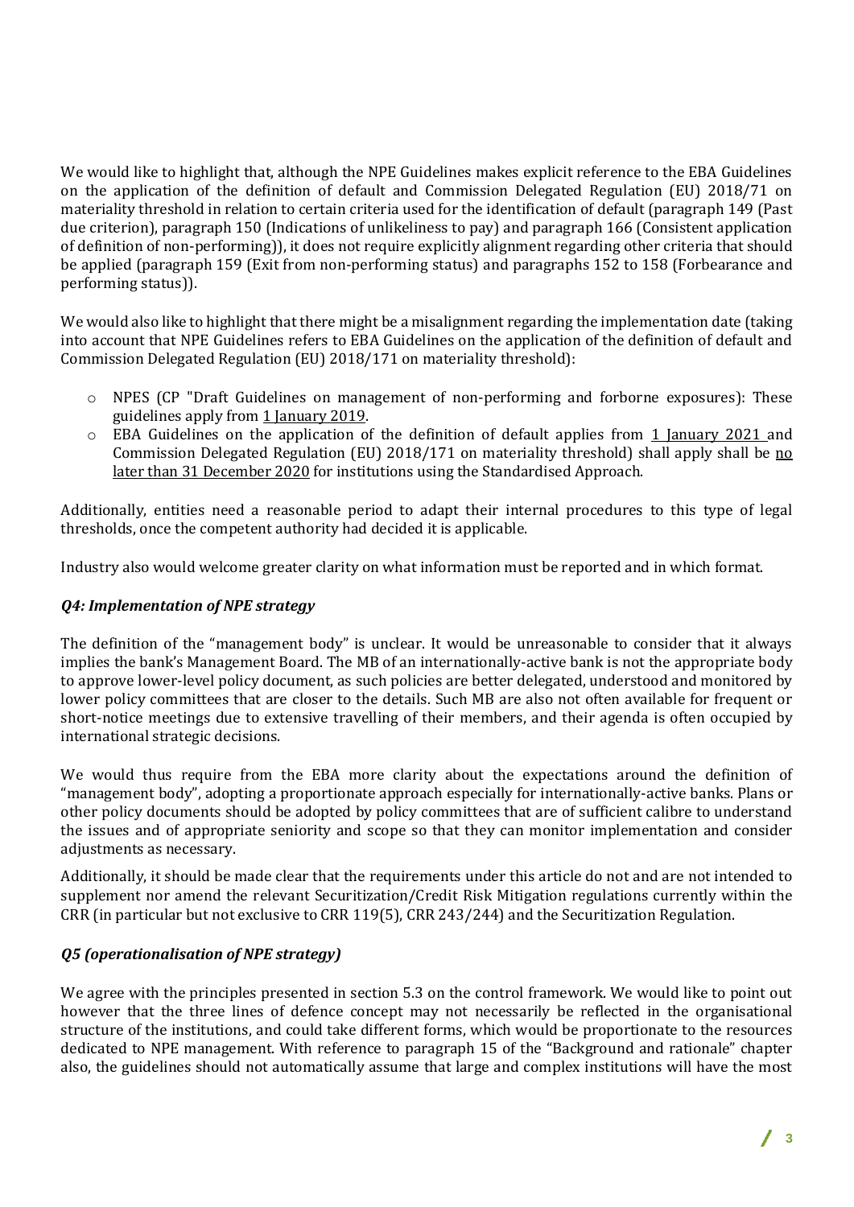We would like to highlight that, although the NPE Guidelines makes explicit reference to the EBA Guidelines on the application of the definition of default and Commission Delegated Regulation (EU) 2018/71 on materiality threshold in relation to certain criteria used for the identification of default (paragraph 149 (Past due criterion), paragraph 150 (Indications of unlikeliness to pay) and paragraph 166 (Consistent application of definition of non-performing)), it does not require explicitly alignment regarding other criteria that should be applied (paragraph 159 (Exit from non-performing status) and paragraphs 152 to 158 (Forbearance and performing status)).

We would also like to highlight that there might be a misalignment regarding the implementation date (taking into account that NPE Guidelines refers to EBA Guidelines on the application of the definition of default and Commission Delegated Regulation (EU) 2018/171 on materiality threshold):

- NPES (CP "Draft Guidelines on management of non-performing and forborne exposures): These guidelines apply from <u>1 January 2019</u>.
- EBA Guidelines on the application of the definition of default applies from <u>1 January 2021</u> and Commission Delegated Regulation (EU) 2018/171 on materiality threshold) shall apply shall be <u>no later than 31 December 2020</u> for institutions using the Standardised Approach.

Additionally, entities need a reasonable period to adapt their internal procedures to this type of legal thresholds, once the competent authority had decided it is applicable.

Industry also would welcome greater clarity on what information must be reported and in which format.

### *Q4: Implementation of NPE strategy*

The definition of the "management body" is unclear. It would be unreasonable to consider that it always implies the bank's Management Board. The MB of an internationally-active bank is not the appropriate body to approve lower-level policy document, as such policies are better delegated, understood and monitored by lower policy committees that are closer to the details. Such MB are also not often available for frequent or short-notice meetings due to extensive travelling of their members, and their agenda is often occupied by international strategic decisions.

We would thus require from the EBA more clarity about the expectations around the definition of "management body", adopting a proportionate approach especially for internationally-active banks. Plans or other policy documents should be adopted by policy committees that are of sufficient calibre to understand the issues and of appropriate seniority and scope so that they can monitor implementation and consider adjustments as necessary.

Additionally, it should be made clear that the requirements under this article do not and are not intended to supplement nor amend the relevant Securitization/Credit Risk Mitigation regulations currently within the CRR (in particular but not exclusive to CRR 119(5), CRR 243/244) and the Securitization Regulation.

### *Q5 (operationalisation of NPE strategy)*

We agree with the principles presented in section 5.3 on the control framework. We would like to point out however that the three lines of defence concept may not necessarily be reflected in the organisational structure of the institutions, and could take different forms, which would be proportionate to the resources dedicated to NPE management. With reference to paragraph 15 of the "Background and rationale" chapter also, the guidelines should not automatically assume that large and complex institutions will have the most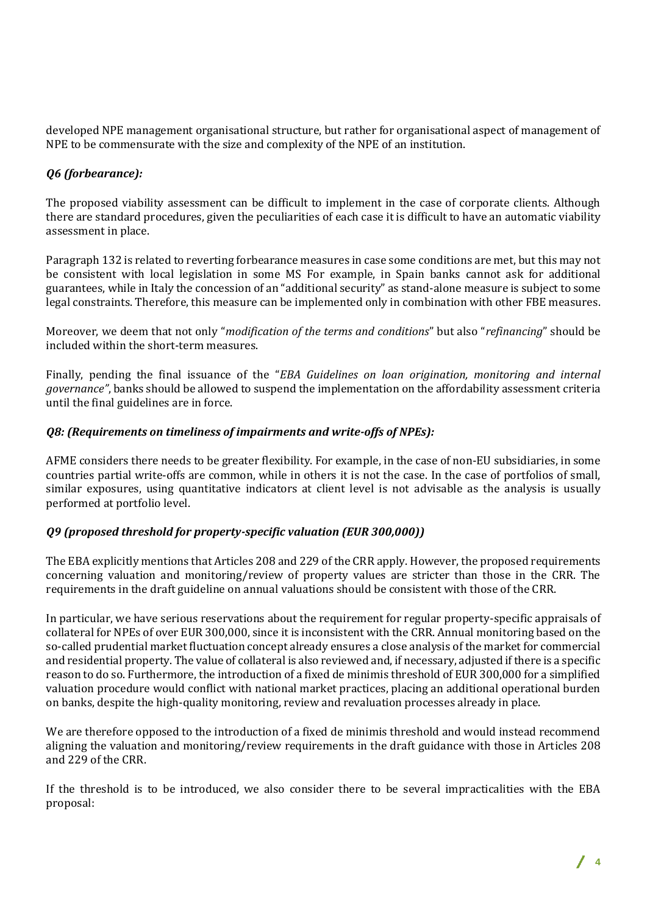developed NPE management organisational structure, but rather for organisational aspect of management of NPE to be commensurate with the size and complexity of the NPE of an institution.

### *Q6 (forbearance):*

The proposed viability assessment can be difficult to implement in the case of corporate clients. Although there are standard procedures, given the peculiarities of each case it is difficult to have an automatic viability assessment in place.

Paragraph 132 is related to reverting forbearance measures in case some conditions are met, but this may not be consistent with local legislation in some MS For example, in Spain banks cannot ask for additional guarantees, while in Italy the concession of an "additional security" as stand-alone measure is subject to some legal constraints. Therefore, this measure can be implemented only in combination with other FBE measures.

Moreover, we deem that not only "*modification of the terms and conditions*" but also "*refinancing*" should be included within the short-term measures.

Finally, pending the final issuance of the "*EBA Guidelines on loan origination, monitoring and internal governance"*, banks should be allowed to suspend the implementation on the affordability assessment criteria until the final guidelines are in force.

### *Q8: (Requirements on timeliness of impairments and write-offs of NPEs):*

AFME considers there needs to be greater flexibility. For example, in the case of non-EU subsidiaries, in some countries partial write-offs are common, while in others it is not the case. In the case of portfolios of small, similar exposures, using quantitative indicators at client level is not advisable as the analysis is usually performed at portfolio level.

### *Q9 (proposed threshold for property-specific valuation (EUR 300,000))*

The EBA explicitly mentions that Articles 208 and 229 of the CRR apply. However, the proposed requirements concerning valuation and monitoring/review of property values are stricter than those in the CRR. The requirements in the draft guideline on annual valuations should be consistent with those of the CRR.

In particular, we have serious reservations about the requirement for regular property-specific appraisals of collateral for NPEs of over EUR 300,000, since it is inconsistent with the CRR. Annual monitoring based on the so-called prudential market fluctuation concept already ensures a close analysis of the market for commercial and residential property. The value of collateral is also reviewed and, if necessary, adjusted if there is a specific reason to do so. Furthermore, the introduction of a fixed de minimis threshold of EUR 300,000 for a simplified valuation procedure would conflict with national market practices, placing an additional operational burden on banks, despite the high-quality monitoring, review and revaluation processes already in place.

We are therefore opposed to the introduction of a fixed de minimis threshold and would instead recommend aligning the valuation and monitoring/review requirements in the draft guidance with those in Articles 208 and 229 of the CRR.

If the threshold is to be introduced, we also consider there to be several impracticalities with the EBA proposal: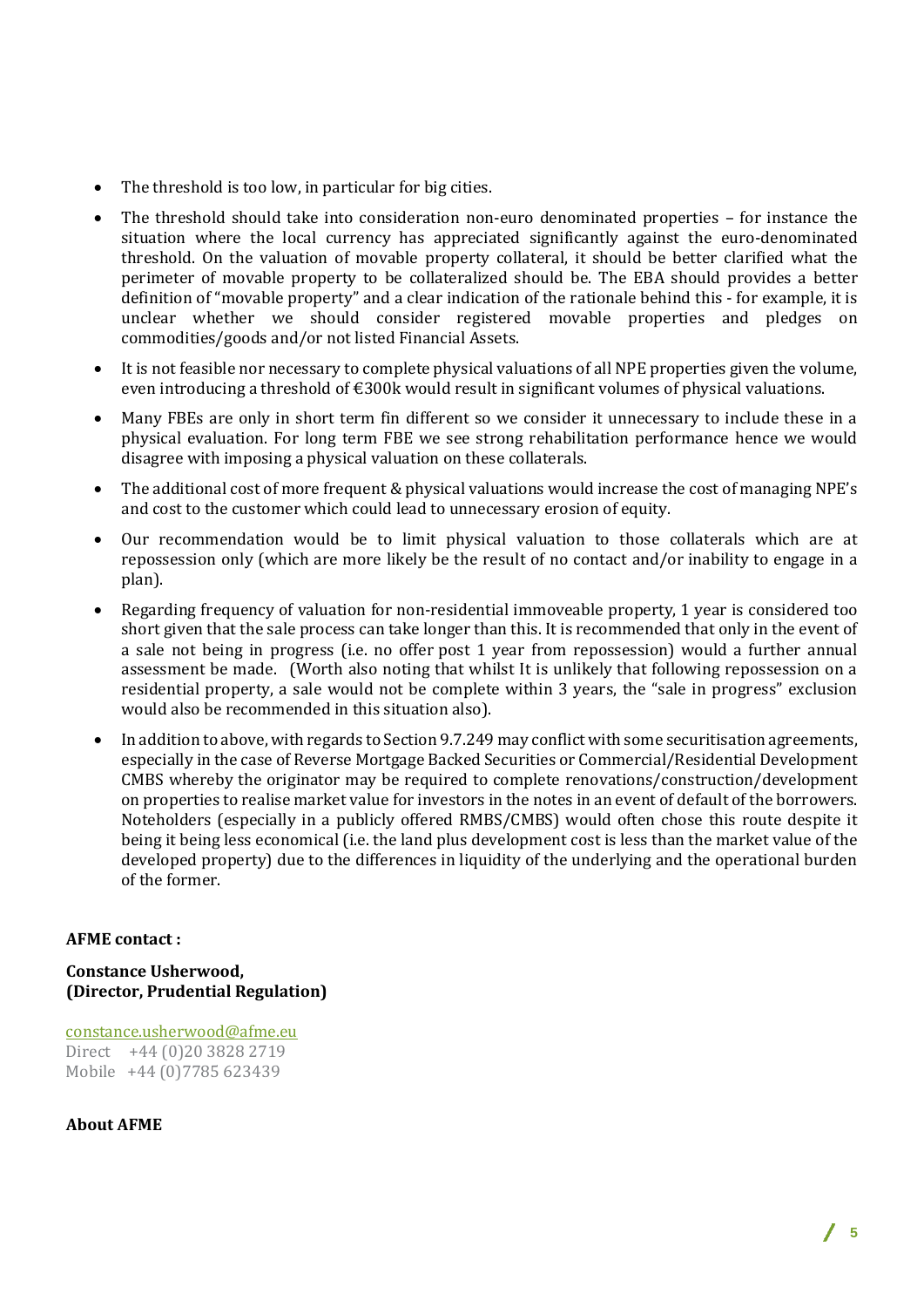- The threshold is too low, in particular for big cities.
- The threshold should take into consideration non-euro denominated properties – for instance the situation where the local currency has appreciated significantly against the euro-denominated threshold. On the valuation of movable property collateral, it should be better clarified what the perimeter of movable property to be collateralized should be. The EBA should provides a better definition of "movable property" and a clear indication of the rationale behind this - for example, it is unclear whether we should consider registered movable properties and pledges on commodities/goods and/or not listed Financial Assets.
- It is not feasible nor necessary to complete physical valuations of all NPE properties given the volume, even introducing a threshold of €300k would result in significant volumes of physical valuations.
- Many FBEs are only in short term fin different so we consider it unnecessary to include these in a physical evaluation. For long term FBE we see strong rehabilitation performance hence we would disagree with imposing a physical valuation on these collaterals.
- The additional cost of more frequent & physical valuations would increase the cost of managing NPE's and cost to the customer which could lead to unnecessary erosion of equity.
- Our recommendation would be to limit physical valuation to those collaterals which are at repossession only (which are more likely be the result of no contact and/or inability to engage in a plan).
- Regarding frequency of valuation for non-residential immoveable property, 1 year is considered too short given that the sale process can take longer than this. It is recommended that only in the event of a sale not being in progress (i.e. no offer post 1 year from repossession) would a further annual assessment be made. (Worth also noting that whilst It is unlikely that following repossession on a residential property, a sale would not be complete within 3 years, the "sale in progress" exclusion would also be recommended in this situation also).
- In addition to above, with regards to Section 9.7.249 may conflict with some securitisation agreements, especially in the case of Reverse Mortgage Backed Securities or Commercial/Residential Development CMBS whereby the originator may be required to complete renovations/construction/development on properties to realise market value for investors in the notes in an event of default of the borrowers. Noteholders (especially in a publicly offered RMBS/CMBS) would often chose this route despite it being it being less economical (i.e. the land plus development cost is less than the market value of the developed property) due to the differences in liquidity of the underlying and the operational burden of the former.

**AFME contact :**

**Constance Usherwood,**
**(Director, Prudential Regulation)**

constance.usherwood@afme.eu
Direct +44 (0)20 3828 2719
Mobile +44 (0)7785 623439

**About AFME**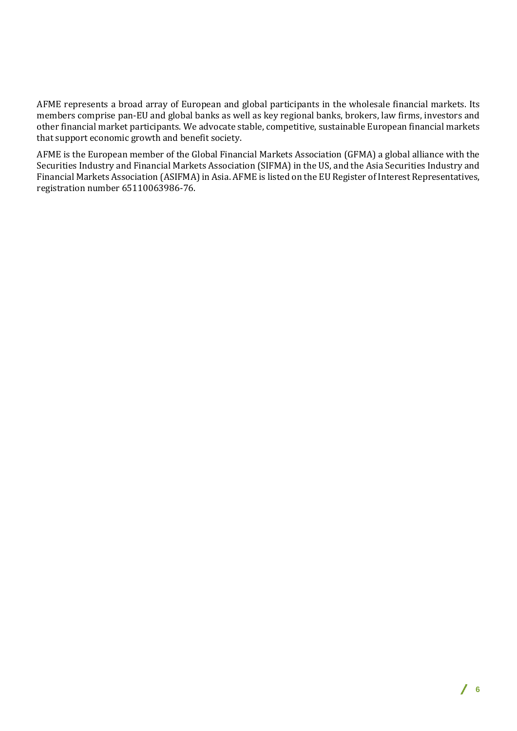AFME represents a broad array of European and global participants in the wholesale financial markets. Its members comprise pan-EU and global banks as well as key regional banks, brokers, law firms, investors and other financial market participants. We advocate stable, competitive, sustainable European financial markets that support economic growth and benefit society.

AFME is the European member of the Global Financial Markets Association (GFMA) a global alliance with the Securities Industry and Financial Markets Association (SIFMA) in the US, and the Asia Securities Industry and Financial Markets Association (ASIFMA) in Asia. AFME is listed on the EU Register of Interest Representatives, registration number 65110063986-76.